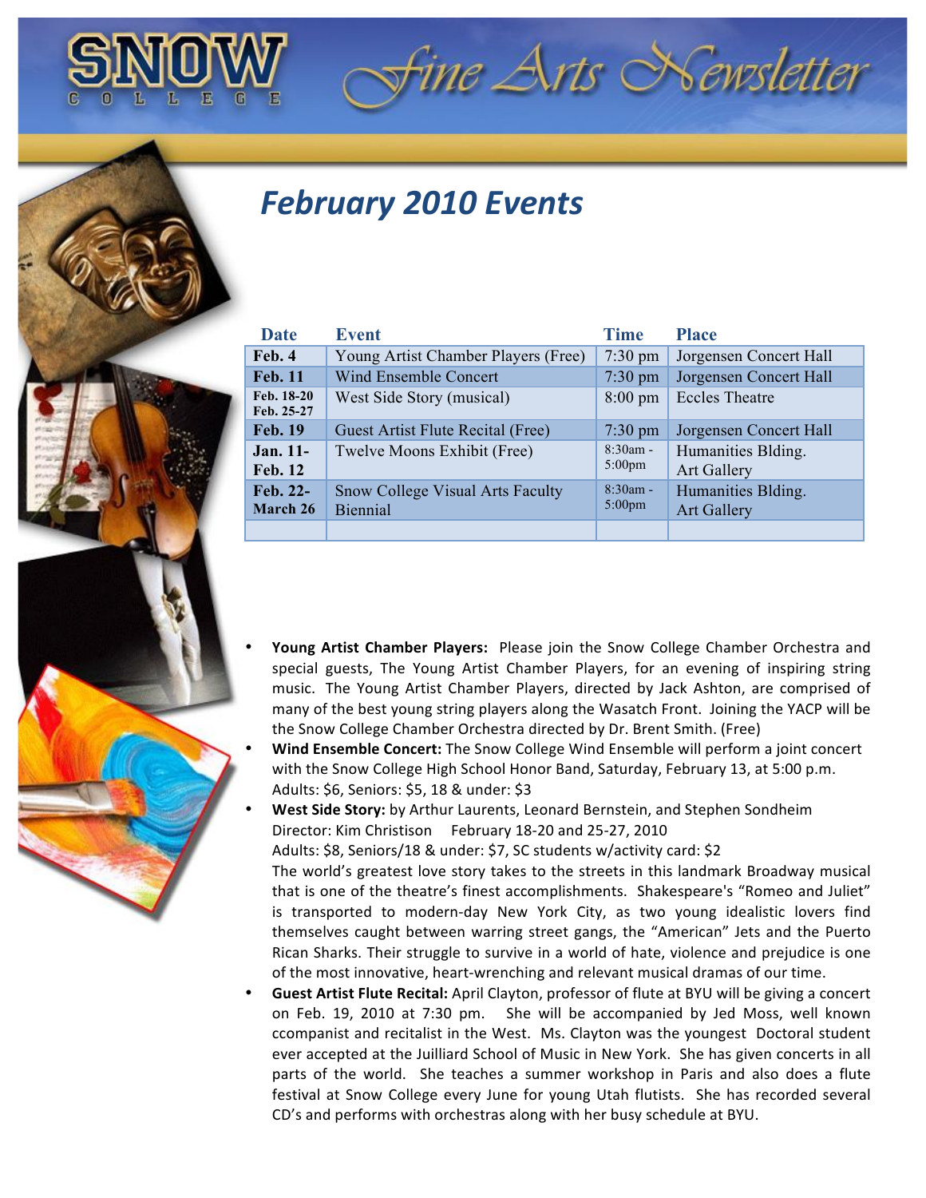# SNOW COLLEGE Fine Arts Newsletter

## February 2010 Events

| Date | Event | Time | Place |
|---|---|---|---|
| Feb. 4 | Young Artist Chamber Players (Free) | 7:30 pm | Jorgensen Concert Hall |
| Feb. 11 | Wind Ensemble Concert | 7:30 pm | Jorgensen Concert Hall |
| Feb. 18-20 Feb. 25-27 | West Side Story (musical) | 8:00 pm | Eccles Theatre |
| Feb. 19 | Guest Artist Flute Recital (Free) | 7:30 pm | Jorgensen Concert Hall |
| Jan. 11- Feb. 12 | Twelve Moons Exhibit (Free) | 8:30am - 5:00pm | Humanities Blding. Art Gallery |
| Feb. 22- March 26 | Snow College Visual Arts Faculty Biennial | 8:30am - 5:00pm | Humanities Blding. Art Gallery |
| | | | |

- **Young Artist Chamber Players:** Please join the Snow College Chamber Orchestra and special guests, The Young Artist Chamber Players, for an evening of inspiring string music. The Young Artist Chamber Players, directed by Jack Ashton, are comprised of many of the best young string players along the Wasatch Front. Joining the YACP will be the Snow College Chamber Orchestra directed by Dr. Brent Smith. (Free)
- **Wind Ensemble Concert:** The Snow College Wind Ensemble will perform a joint concert with the Snow College High School Honor Band, Saturday, February 13, at 5:00 p.m. Adults: $6, Seniors: $5, 18 & under: $3
- **West Side Story:** by Arthur Laurents, Leonard Bernstein, and Stephen Sondheim
  Director: Kim Christison February 18-20 and 25-27, 2010
  Adults: $8, Seniors/18 & under: $7, SC students w/activity card: $2
  The world's greatest love story takes to the streets in this landmark Broadway musical that is one of the theatre's finest accomplishments. Shakespeare's "Romeo and Juliet" is transported to modern-day New York City, as two young idealistic lovers find themselves caught between warring street gangs, the "American" Jets and the Puerto Rican Sharks. Their struggle to survive in a world of hate, violence and prejudice is one of the most innovative, heart-wrenching and relevant musical dramas of our time.
- **Guest Artist Flute Recital:** April Clayton, professor of flute at BYU will be giving a concert on Feb. 19, 2010 at 7:30 pm. She will be accompanied by Jed Moss, well known ccompanist and recitalist in the West. Ms. Clayton was the youngest Doctoral student ever accepted at the Juilliard School of Music in New York. She has given concerts in all parts of the world. She teaches a summer workshop in Paris and also does a flute festival at Snow College every June for young Utah flutists. She has recorded several CD's and performs with orchestras along with her busy schedule at BYU.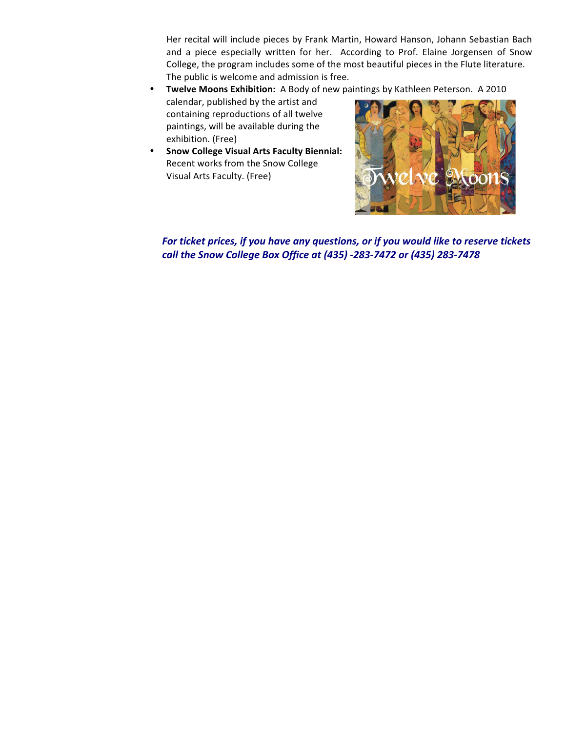Her recital will include pieces by Frank Martin, Howard Hanson, Johann Sebastian Bach and a piece especially written for her. According to Prof. Elaine Jorgensen of Snow College, the program includes some of the most beautiful pieces in the Flute literature. The public is welcome and admission is free.

- **Twelve Moons Exhibition:** A Body of new paintings by Kathleen Peterson. A 2010 calendar, published by the artist and containing reproductions of all twelve paintings, will be available during the exhibition. (Free)
- **Snow College Visual Arts Faculty Biennial:** Recent works from the Snow College Visual Arts Faculty. (Free)

***For ticket prices, if you have any questions, or if you would like to reserve tickets call the Snow College Box Office at (435) -283-7472 or (435) 283-7478***